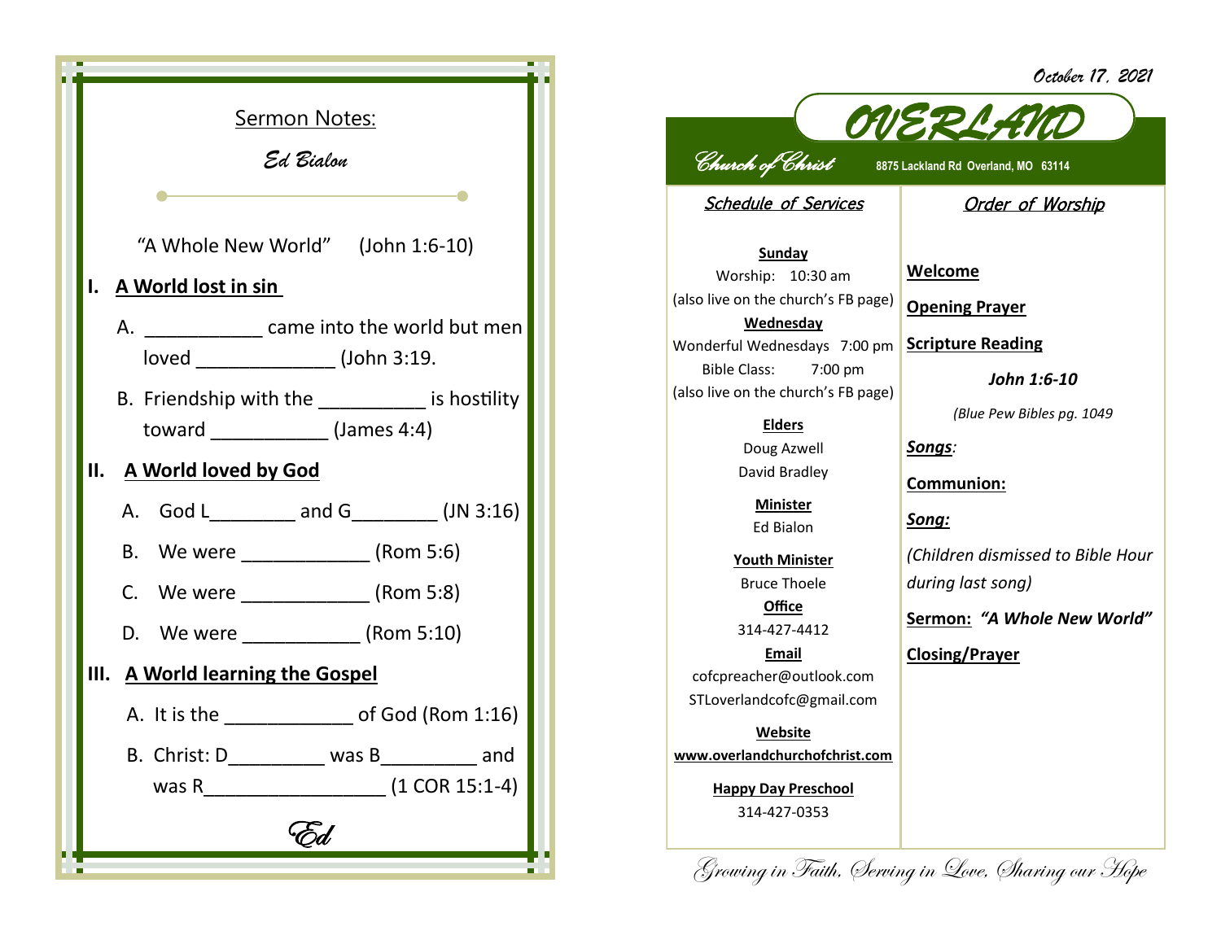## Sermon Notes:

*Ed Bialon*

"A Whole New World" (John 1:6-10)

**I. A World lost in sin**

A. ___________ came into the world but men loved _____________ (John 3:19.

B. Friendship with the __________ is hostility toward ___________ (James 4:4)

**II. A World loved by God**

A. God L________ and G________ (JN 3:16)

B. We were ____________ (Rom 5:6)

C. We were ____________ (Rom 5:8)

D. We were ___________ (Rom 5:10)

**III. A World learning the Gospel**

A. It is the ____________ of God (Rom 1:16)

B. Christ: D_________ was B_________ and was R_________________ (1 COR 15:1-4)

*Ed*

*October 17, 2021*

# OVERLAND

*Church of Christ* **8875 Lackland Rd Overland, MO 63114**

## Schedule of Services

**Sunday**
Worship: 10:30 am
(also live on the church's FB page)

**Wednesday**
Wonderful Wednesdays 7:00 pm
Bible Class: 7:00 pm
(also live on the church's FB page)

**Elders**
Doug Azwell
David Bradley

**Minister**
Ed Bialon

**Youth Minister**
Bruce Thoele

**Office**
314-427-4412

**Email**
cofcpreacher@outlook.com
STLoverlandcofc@gmail.com

**Website**
**www.overlandchurchofchrist.com**

**Happy Day Preschool**
314-427-0353

## Order of Worship

**Welcome**

**Opening Prayer**

**Scripture Reading**

***John 1:6-10***

*(Blue Pew Bibles pg. 1049*

***Songs:***

**Communion:**

***Song:***

*(Children dismissed to Bible Hour during last song)*

**Sermon:** ***"A Whole New World"***

**Closing/Prayer**

*Growing in Faith, Serving in Love, Sharing our Hope*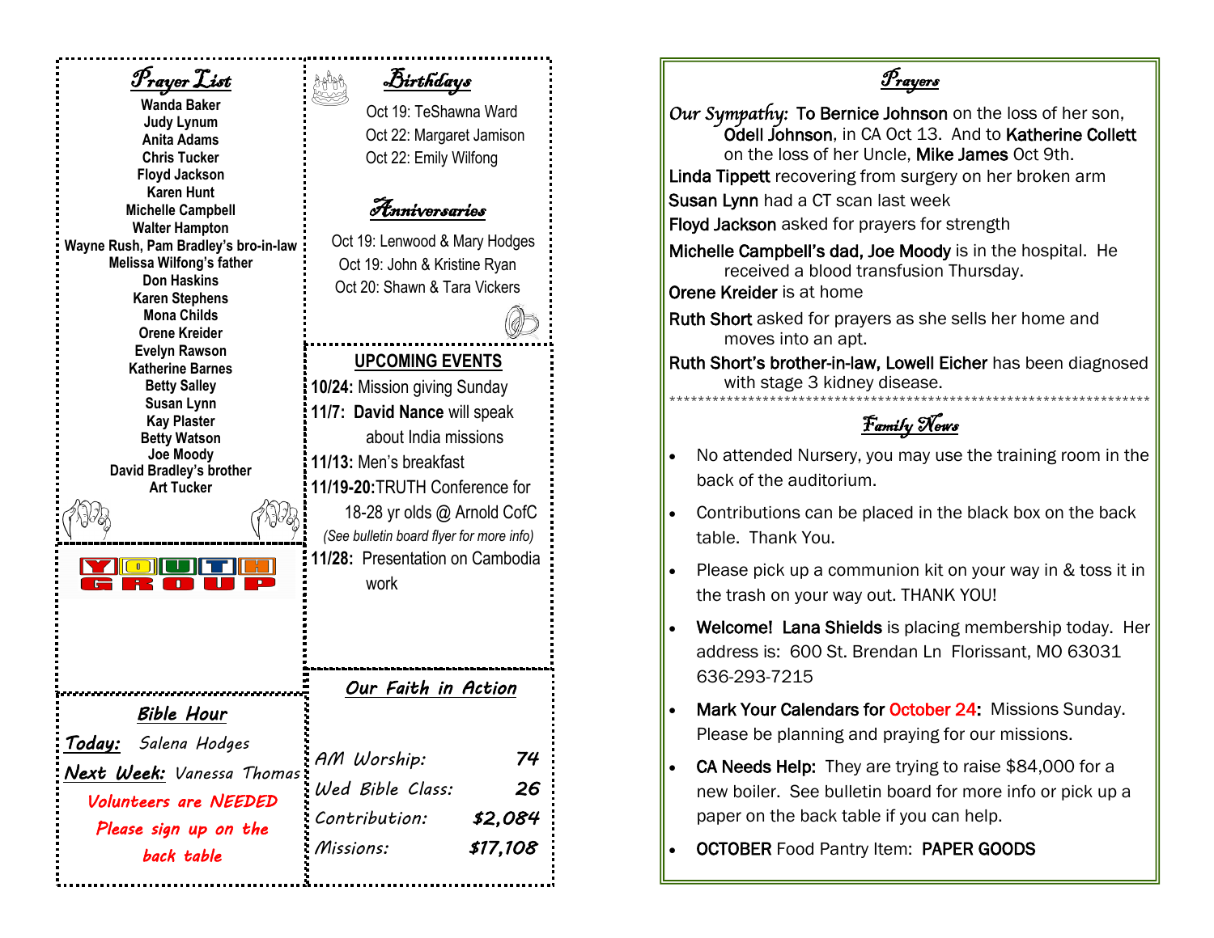## Prayer List

Wanda Baker
Judy Lynum
Anita Adams
Chris Tucker
Floyd Jackson
Karen Hunt
Michelle Campbell
Walter Hampton
Wayne Rush, Pam Bradley's bro-in-law
Melissa Wilfong's father
Don Haskins
Karen Stephens
Mona Childs
Orene Kreider
Evelyn Rawson
Katherine Barnes
Betty Salley
Susan Lynn
Kay Plaster
Betty Watson
Joe Moody
David Bradley's brother
Art Tucker

## YOUTH GROUP

## Bible Hour

**Today:** Salena Hodges

**Next Week:** Vanessa Thomas

Volunteers are NEEDED
Please sign up on the back table

## Birthdays

Oct 19: TeShawna Ward
Oct 22: Margaret Jamison
Oct 22: Emily Wilfong

## Anniversaries

Oct 19: Lenwood & Mary Hodges
Oct 19: John & Kristine Ryan
Oct 20: Shawn & Tara Vickers

## UPCOMING EVENTS

**10/24:** Mission giving Sunday
**11/7:** **David Nance** will speak about India missions
**11/13:** Men's breakfast
**11/19-20:** TRUTH Conference for 18-28 yr olds @ Arnold CofC
*(See bulletin board flyer for more info)*
**11/28:** Presentation on Cambodia work

## Our Faith in Action

| | |
|---|---|
| AM Worship: | 74 |
| Wed Bible Class: | 26 |
| Contribution: | $2,084 |
| Missions: | $17,108 |

## Prayers

*Our Sympathy:* To Bernice Johnson on the loss of her son, Odell Johnson, in CA Oct 13. And to Katherine Collett on the loss of her Uncle, Mike James Oct 9th.

Linda Tippett recovering from surgery on her broken arm

Susan Lynn had a CT scan last week

Floyd Jackson asked for prayers for strength

Michelle Campbell's dad, Joe Moody is in the hospital. He received a blood transfusion Thursday.

Orene Kreider is at home

Ruth Short asked for prayers as she sells her home and moves into an apt.

Ruth Short's brother-in-law, Lowell Eicher has been diagnosed with stage 3 kidney disease.

*******************************************************************

## Family News

- No attended Nursery, you may use the training room in the back of the auditorium.
- Contributions can be placed in the black box on the back table. Thank You.
- Please pick up a communion kit on your way in & toss it in the trash on your way out. THANK YOU!
- Welcome! Lana Shields is placing membership today. Her address is: 600 St. Brendan Ln Florissant, MO 63031 636-293-7215
- Mark Your Calendars for October 24: Missions Sunday. Please be planning and praying for our missions.
- CA Needs Help: They are trying to raise $84,000 for a new boiler. See bulletin board for more info or pick up a paper on the back table if you can help.
- OCTOBER Food Pantry Item: PAPER GOODS